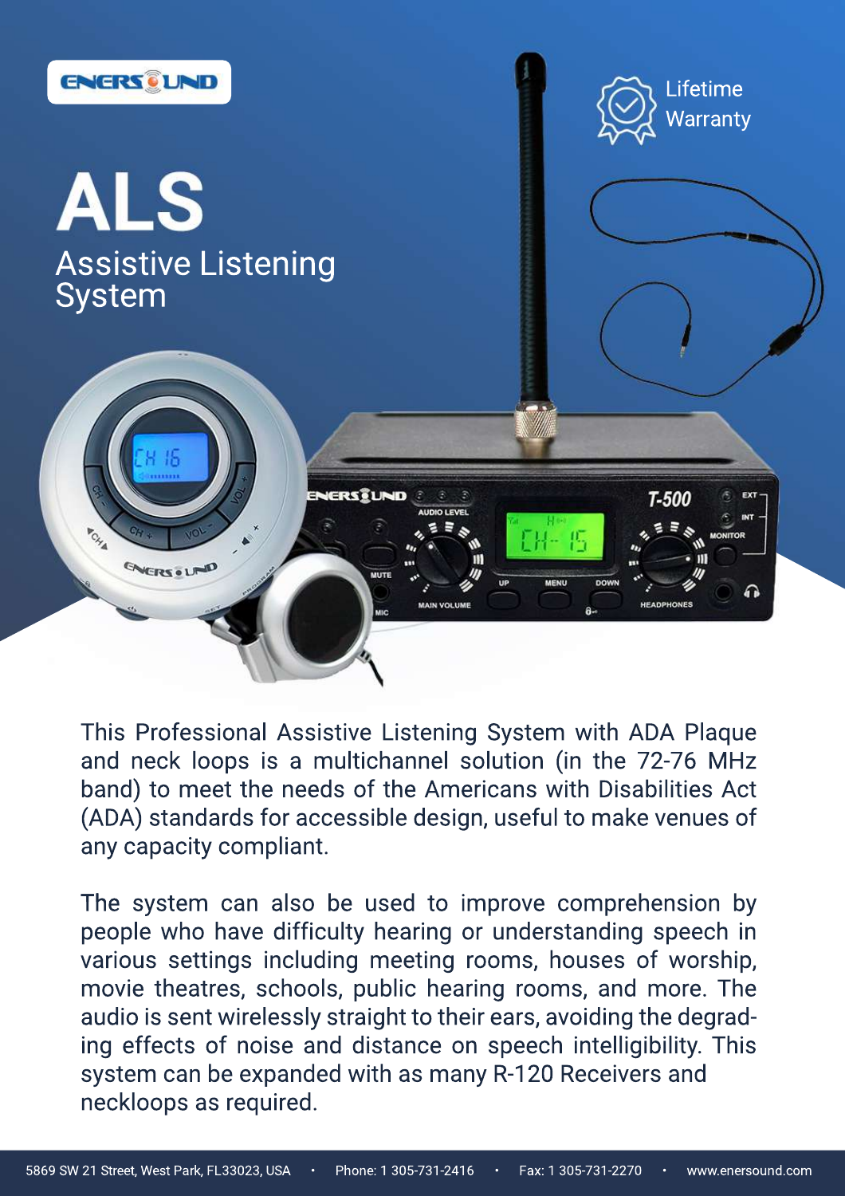ENERSOUND

Lifetime Warranty

# ALS

## Assistive Listening System

This Professional Assistive Listening System with ADA Plaque and neck loops is a multichannel solution (in the 72-76 MHz band) to meet the needs of the Americans with Disabilities Act (ADA) standards for accessible design, useful to make venues of any capacity compliant.

The system can also be used to improve comprehension by people who have difficulty hearing or understanding speech in various settings including meeting rooms, houses of worship, movie theatres, schools, public hearing rooms, and more. The audio is sent wirelessly straight to their ears, avoiding the degrading effects of noise and distance on speech intelligibility. This system can be expanded with as many R-120 Receivers and neckloops as required.

5869 SW 21 Street, West Park, FL33023, USA • Phone: 1 305-731-2416 • Fax: 1 305-731-2270 • www.enersound.com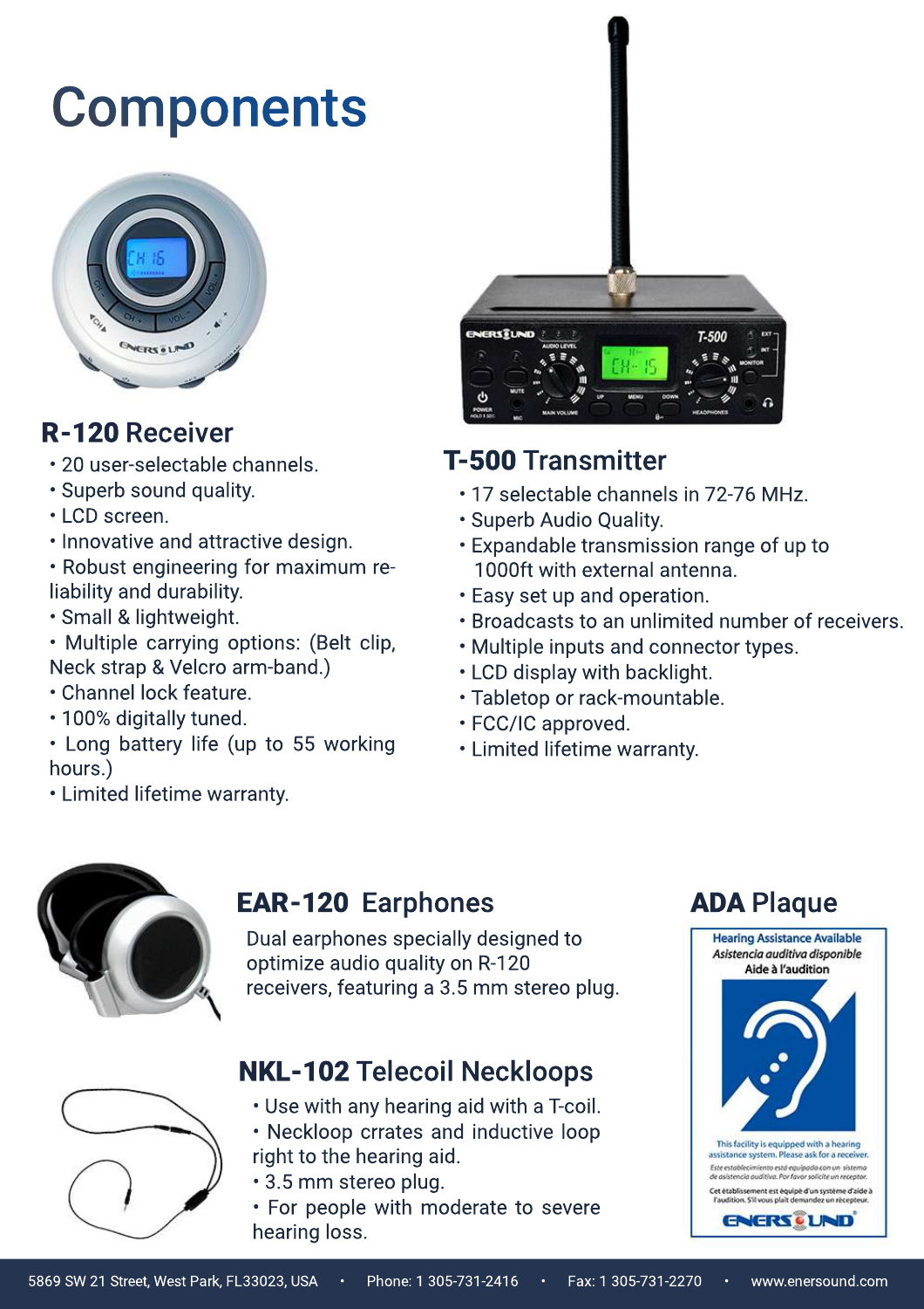# Components

## R-120 Receiver

- 20 user-selectable channels.
- Superb sound quality.
- LCD screen.
- Innovative and attractive design.
- Robust engineering for maximum reliability and durability.
- Small & lightweight.
- Multiple carrying options: (Belt clip, Neck strap & Velcro arm-band.)
- Channel lock feature.
- 100% digitally tuned.
- Long battery life (up to 55 working hours.)
- Limited lifetime warranty.

## T-500 Transmitter

- 17 selectable channels in 72-76 MHz.
- Superb Audio Quality.
- Expandable transmission range of up to 1000ft with external antenna.
- Easy set up and operation.
- Broadcasts to an unlimited number of receivers.
- Multiple inputs and connector types.
- LCD display with backlight.
- Tabletop or rack-mountable.
- FCC/IC approved.
- Limited lifetime warranty.

## EAR-120 Earphones

Dual earphones specially designed to optimize audio quality on R-120 receivers, featuring a 3.5 mm stereo plug.

## NKL-102 Telecoil Neckloops

- Use with any hearing aid with a T-coil.
- Neckloop crrates and inductive loop right to the hearing aid.
- 3.5 mm stereo plug.
- For people with moderate to severe hearing loss.

## ADA Plaque

Hearing Assistance Available
*Asistencia auditiva disponible*
Aide à l'audition

This facility is equipped with a hearing assistance system. Please ask for a receiver.
*Este establecimiento está equipado con un sistema de asistencia auditiva. Por favor solicite un receptor.*
Cet établissement est équipé d'un système d'aide à l'audition. S'il vous plaît demandez un récepteur.

ENERSOUND

5869 SW 21 Street, West Park, FL33023, USA • Phone: 1 305-731-2416 • Fax: 1 305-731-2270 • www.enersound.com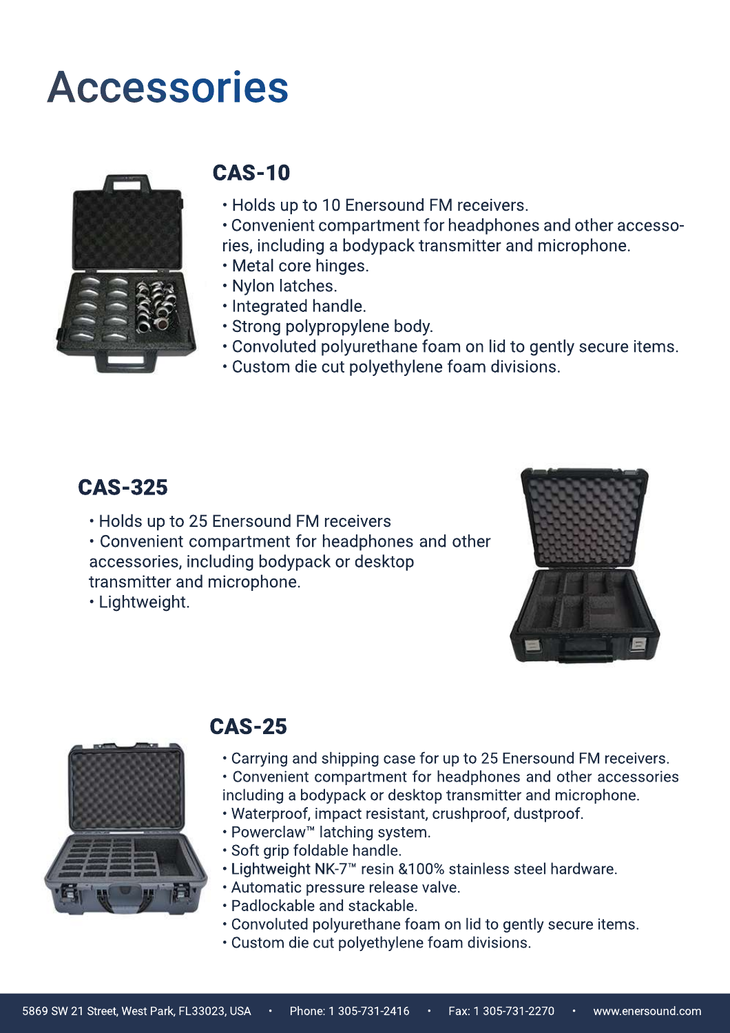# Accessories

## CAS-10

- Holds up to 10 Enersound FM receivers.
- Convenient compartment for headphones and other accessories, including a bodypack transmitter and microphone.
- Metal core hinges.
- Nylon latches.
- Integrated handle.
- Strong polypropylene body.
- Convoluted polyurethane foam on lid to gently secure items.
- Custom die cut polyethylene foam divisions.

## CAS-325

- Holds up to 25 Enersound FM receivers
- Convenient compartment for headphones and other accessories, including bodypack or desktop transmitter and microphone.
- Lightweight.

## CAS-25

- Carrying and shipping case for up to 25 Enersound FM receivers.
- Convenient compartment for headphones and other accessories including a bodypack or desktop transmitter and microphone.
- Waterproof, impact resistant, crushproof, dustproof.
- Powerclaw™ latching system.
- Soft grip foldable handle.
- Lightweight NK-7™ resin &100% stainless steel hardware.
- Automatic pressure release valve.
- Padlockable and stackable.
- Convoluted polyurethane foam on lid to gently secure items.
- Custom die cut polyethylene foam divisions.

5869 SW 21 Street, West Park, FL33023, USA • Phone: 1 305-731-2416 • Fax: 1 305-731-2270 • www.enersound.com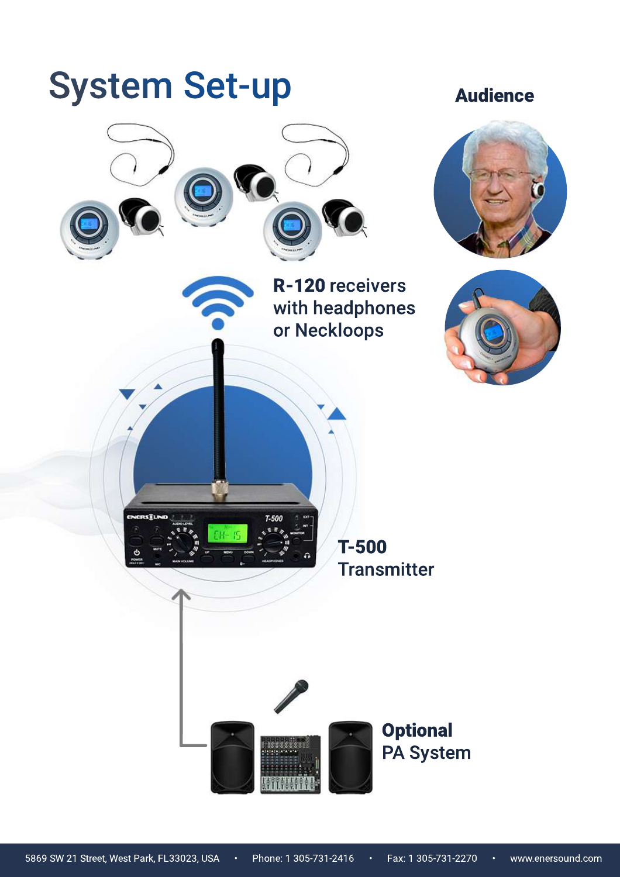# System Set-up

**Audience**

**R-120** receivers with headphones or Neckloops

**T-500** Transmitter

**Optional** PA System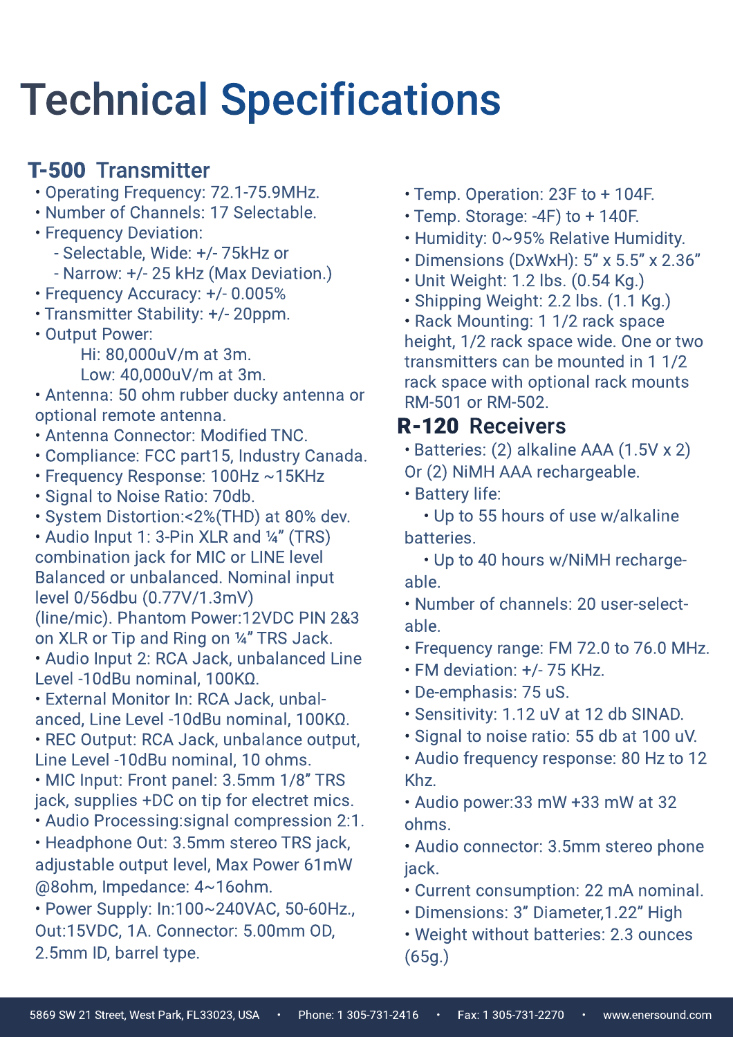# Technical Specifications

## T-500 Transmitter

- Operating Frequency: 72.1-75.9MHz.
- Number of Channels: 17 Selectable.
- Frequency Deviation:
  - Selectable, Wide: +/- 75kHz or
  - Narrow: +/- 25 kHz (Max Deviation.)
- Frequency Accuracy: +/- 0.005%
- Transmitter Stability: +/- 20ppm.
- Output Power:
  Hi: 80,000uV/m at 3m.
  Low: 40,000uV/m at 3m.
- Antenna: 50 ohm rubber ducky antenna or optional remote antenna.
- Antenna Connector: Modified TNC.
- Compliance: FCC part15, Industry Canada.
- Frequency Response: 100Hz ~15KHz
- Signal to Noise Ratio: 70db.
- System Distortion:<2%(THD) at 80% dev.
- Audio Input 1: 3-Pin XLR and ¼" (TRS) combination jack for MIC or LINE level Balanced or unbalanced. Nominal input level 0/56dbu (0.77V/1.3mV) (line/mic). Phantom Power:12VDC PIN 2&3 on XLR or Tip and Ring on ¼" TRS Jack.
- Audio Input 2: RCA Jack, unbalanced Line Level -10dBu nominal, 100KΩ.
- External Monitor In: RCA Jack, unbalanced, Line Level -10dBu nominal, 100KΩ.
- REC Output: RCA Jack, unbalance output, Line Level -10dBu nominal, 10 ohms.
- MIC Input: Front panel: 3.5mm 1/8" TRS jack, supplies +DC on tip for electret mics.
- Audio Processing:signal compression 2:1.
- Headphone Out: 3.5mm stereo TRS jack, adjustable output level, Max Power 61mW @8ohm, Impedance: 4~16ohm.
- Power Supply: In:100~240VAC, 50-60Hz., Out:15VDC, 1A. Connector: 5.00mm OD, 2.5mm ID, barrel type.
- Temp. Operation: 23F to + 104F.
- Temp. Storage: -4F) to + 140F.
- Humidity: 0~95% Relative Humidity.
- Dimensions (DxWxH): 5" x 5.5" x 2.36"
- Unit Weight: 1.2 lbs. (0.54 Kg.)
- Shipping Weight: 2.2 lbs. (1.1 Kg.)
- Rack Mounting: 1 1/2 rack space height, 1/2 rack space wide. One or two transmitters can be mounted in 1 1/2 rack space with optional rack mounts RM-501 or RM-502.

## R-120 Receivers

- Batteries: (2) alkaline AAA (1.5V x 2) Or (2) NiMH AAA rechargeable.
- Battery life:
  - Up to 55 hours of use w/alkaline batteries.
  - Up to 40 hours w/NiMH rechargeable.
- Number of channels: 20 user-selectable.
- Frequency range: FM 72.0 to 76.0 MHz.
- FM deviation: +/- 75 KHz.
- De-emphasis: 75 uS.
- Sensitivity: 1.12 uV at 12 db SINAD.
- Signal to noise ratio: 55 db at 100 uV.
- Audio frequency response: 80 Hz to 12 Khz.
- Audio power:33 mW +33 mW at 32 ohms.
- Audio connector: 3.5mm stereo phone jack.
- Current consumption: 22 mA nominal.
- Dimensions: 3" Diameter,1.22" High
- Weight without batteries: 2.3 ounces (65g.)

5869 SW 21 Street, West Park, FL33023, USA • Phone: 1 305-731-2416 • Fax: 1 305-731-2270 • www.enersound.com